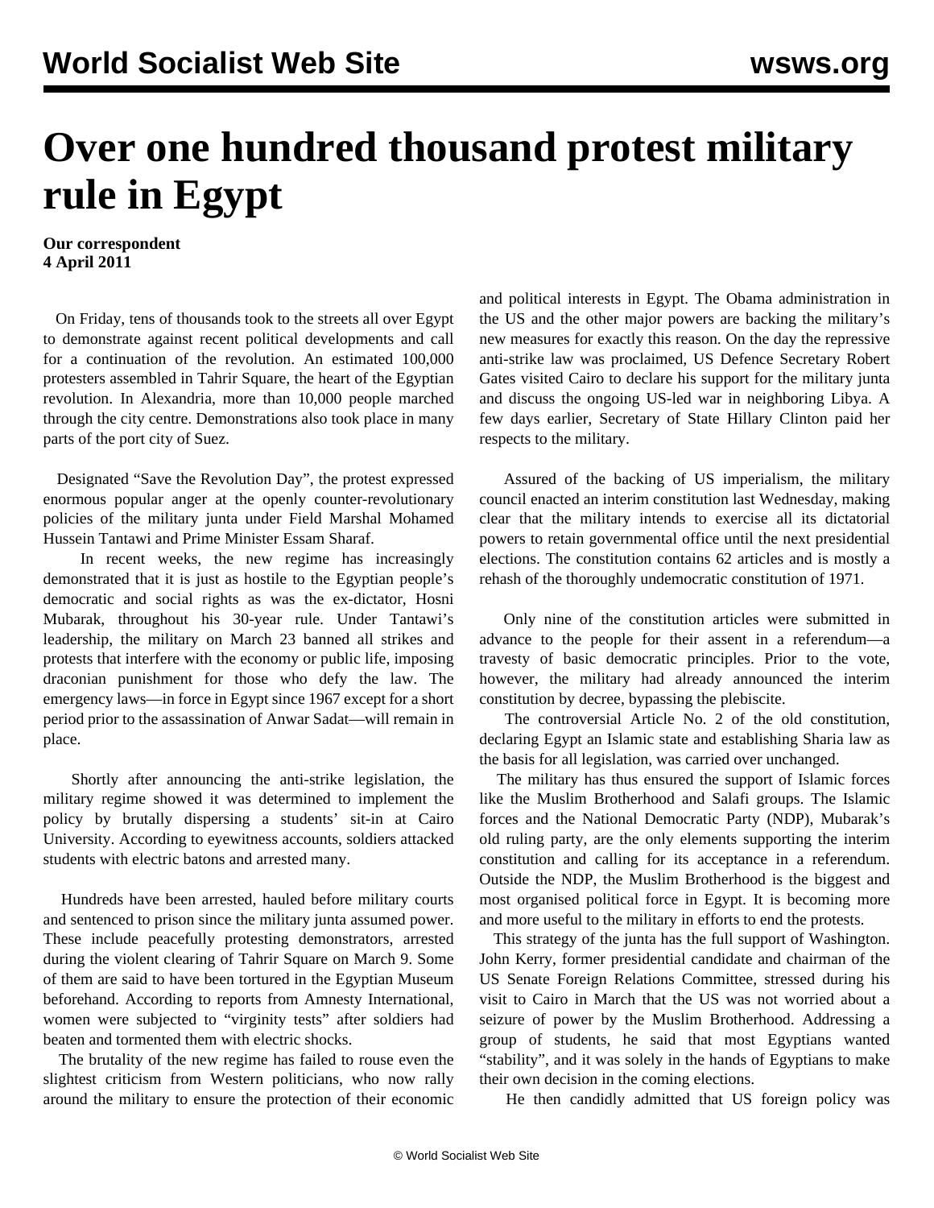# Over one hundred thousand protest military rule in Egypt

**Our correspondent**
**4 April 2011**

On Friday, tens of thousands took to the streets all over Egypt to demonstrate against recent political developments and call for a continuation of the revolution. An estimated 100,000 protesters assembled in Tahrir Square, the heart of the Egyptian revolution. In Alexandria, more than 10,000 people marched through the city centre. Demonstrations also took place in many parts of the port city of Suez.

Designated "Save the Revolution Day", the protest expressed enormous popular anger at the openly counter-revolutionary policies of the military junta under Field Marshal Mohamed Hussein Tantawi and Prime Minister Essam Sharaf.

In recent weeks, the new regime has increasingly demonstrated that it is just as hostile to the Egyptian people's democratic and social rights as was the ex-dictator, Hosni Mubarak, throughout his 30-year rule. Under Tantawi's leadership, the military on March 23 banned all strikes and protests that interfere with the economy or public life, imposing draconian punishment for those who defy the law. The emergency laws—in force in Egypt since 1967 except for a short period prior to the assassination of Anwar Sadat—will remain in place.

Shortly after announcing the anti-strike legislation, the military regime showed it was determined to implement the policy by brutally dispersing a students' sit-in at Cairo University. According to eyewitness accounts, soldiers attacked students with electric batons and arrested many.

Hundreds have been arrested, hauled before military courts and sentenced to prison since the military junta assumed power. These include peacefully protesting demonstrators, arrested during the violent clearing of Tahrir Square on March 9. Some of them are said to have been tortured in the Egyptian Museum beforehand. According to reports from Amnesty International, women were subjected to "virginity tests" after soldiers had beaten and tormented them with electric shocks.

The brutality of the new regime has failed to rouse even the slightest criticism from Western politicians, who now rally around the military to ensure the protection of their economic and political interests in Egypt. The Obama administration in the US and the other major powers are backing the military's new measures for exactly this reason. On the day the repressive anti-strike law was proclaimed, US Defence Secretary Robert Gates visited Cairo to declare his support for the military junta and discuss the ongoing US-led war in neighboring Libya. A few days earlier, Secretary of State Hillary Clinton paid her respects to the military.

Assured of the backing of US imperialism, the military council enacted an interim constitution last Wednesday, making clear that the military intends to exercise all its dictatorial powers to retain governmental office until the next presidential elections. The constitution contains 62 articles and is mostly a rehash of the thoroughly undemocratic constitution of 1971.

Only nine of the constitution articles were submitted in advance to the people for their assent in a referendum—a travesty of basic democratic principles. Prior to the vote, however, the military had already announced the interim constitution by decree, bypassing the plebiscite.

The controversial Article No. 2 of the old constitution, declaring Egypt an Islamic state and establishing Sharia law as the basis for all legislation, was carried over unchanged.

The military has thus ensured the support of Islamic forces like the Muslim Brotherhood and Salafi groups. The Islamic forces and the National Democratic Party (NDP), Mubarak's old ruling party, are the only elements supporting the interim constitution and calling for its acceptance in a referendum. Outside the NDP, the Muslim Brotherhood is the biggest and most organised political force in Egypt. It is becoming more and more useful to the military in efforts to end the protests.

This strategy of the junta has the full support of Washington. John Kerry, former presidential candidate and chairman of the US Senate Foreign Relations Committee, stressed during his visit to Cairo in March that the US was not worried about a seizure of power by the Muslim Brotherhood. Addressing a group of students, he said that most Egyptians wanted "stability", and it was solely in the hands of Egyptians to make their own decision in the coming elections.

He then candidly admitted that US foreign policy was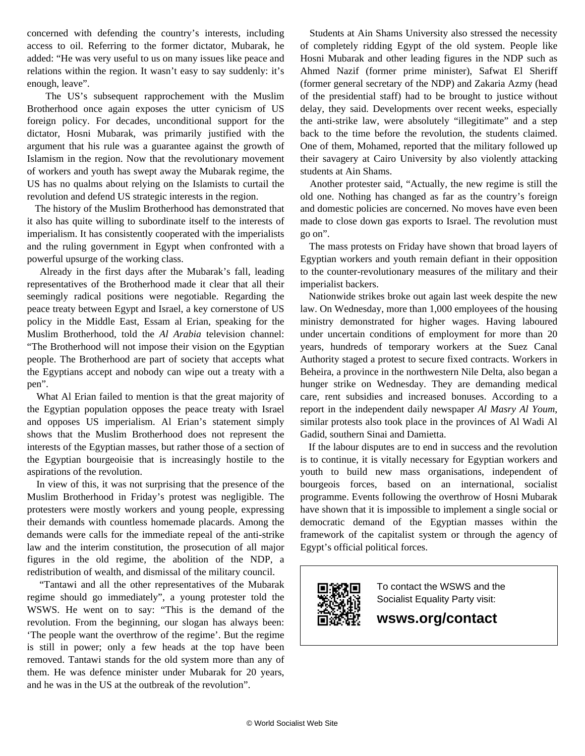concerned with defending the country's interests, including access to oil. Referring to the former dictator, Mubarak, he added: "He was very useful to us on many issues like peace and relations within the region. It wasn't easy to say suddenly: it's enough, leave".

The US's subsequent rapprochement with the Muslim Brotherhood once again exposes the utter cynicism of US foreign policy. For decades, unconditional support for the dictator, Hosni Mubarak, was primarily justified with the argument that his rule was a guarantee against the growth of Islamism in the region. Now that the revolutionary movement of workers and youth has swept away the Mubarak regime, the US has no qualms about relying on the Islamists to curtail the revolution and defend US strategic interests in the region.

The history of the Muslim Brotherhood has demonstrated that it also has quite willing to subordinate itself to the interests of imperialism. It has consistently cooperated with the imperialists and the ruling government in Egypt when confronted with a powerful upsurge of the working class.

Already in the first days after the Mubarak's fall, leading representatives of the Brotherhood made it clear that all their seemingly radical positions were negotiable. Regarding the peace treaty between Egypt and Israel, a key cornerstone of US policy in the Middle East, Essam al Erian, speaking for the Muslim Brotherhood, told the *Al Arabia* television channel: "The Brotherhood will not impose their vision on the Egyptian people. The Brotherhood are part of society that accepts what the Egyptians accept and nobody can wipe out a treaty with a pen".

What Al Erian failed to mention is that the great majority of the Egyptian population opposes the peace treaty with Israel and opposes US imperialism. Al Erian's statement simply shows that the Muslim Brotherhood does not represent the interests of the Egyptian masses, but rather those of a section of the Egyptian bourgeoisie that is increasingly hostile to the aspirations of the revolution.

In view of this, it was not surprising that the presence of the Muslim Brotherhood in Friday's protest was negligible. The protesters were mostly workers and young people, expressing their demands with countless homemade placards. Among the demands were calls for the immediate repeal of the anti-strike law and the interim constitution, the prosecution of all major figures in the old regime, the abolition of the NDP, a redistribution of wealth, and dismissal of the military council.

"Tantawi and all the other representatives of the Mubarak regime should go immediately", a young protester told the WSWS. He went on to say: "This is the demand of the revolution. From the beginning, our slogan has always been: 'The people want the overthrow of the regime'. But the regime is still in power; only a few heads at the top have been removed. Tantawi stands for the old system more than any of them. He was defence minister under Mubarak for 20 years, and he was in the US at the outbreak of the revolution".

Students at Ain Shams University also stressed the necessity of completely ridding Egypt of the old system. People like Hosni Mubarak and other leading figures in the NDP such as Ahmed Nazif (former prime minister), Safwat El Sheriff (former general secretary of the NDP) and Zakaria Azmy (head of the presidential staff) had to be brought to justice without delay, they said. Developments over recent weeks, especially the anti-strike law, were absolutely "illegitimate" and a step back to the time before the revolution, the students claimed. One of them, Mohamed, reported that the military followed up their savagery at Cairo University by also violently attacking students at Ain Shams.

Another protester said, "Actually, the new regime is still the old one. Nothing has changed as far as the country's foreign and domestic policies are concerned. No moves have even been made to close down gas exports to Israel. The revolution must go on".

The mass protests on Friday have shown that broad layers of Egyptian workers and youth remain defiant in their opposition to the counter-revolutionary measures of the military and their imperialist backers.

Nationwide strikes broke out again last week despite the new law. On Wednesday, more than 1,000 employees of the housing ministry demonstrated for higher wages. Having laboured under uncertain conditions of employment for more than 20 years, hundreds of temporary workers at the Suez Canal Authority staged a protest to secure fixed contracts. Workers in Beheira, a province in the northwestern Nile Delta, also began a hunger strike on Wednesday. They are demanding medical care, rent subsidies and increased bonuses. According to a report in the independent daily newspaper *Al Masry Al Youm*, similar protests also took place in the provinces of Al Wadi Al Gadid, southern Sinai and Damietta.

If the labour disputes are to end in success and the revolution is to continue, it is vitally necessary for Egyptian workers and youth to build new mass organisations, independent of bourgeois forces, based on an international, socialist programme. Events following the overthrow of Hosni Mubarak have shown that it is impossible to implement a single social or democratic demand of the Egyptian masses within the framework of the capitalist system or through the agency of Egypt's official political forces.

To contact the WSWS and the Socialist Equality Party visit:

**wsws.org/contact**